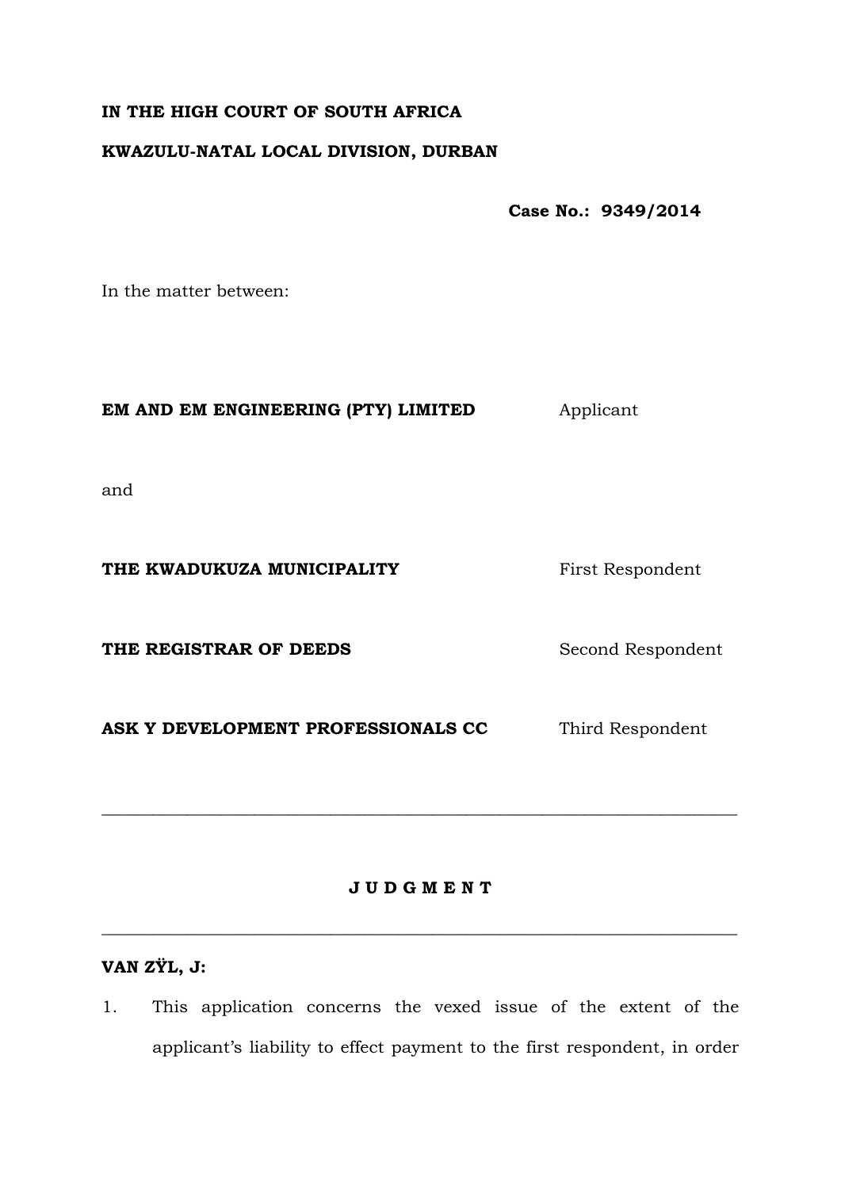**IN THE HIGH COURT OF SOUTH AFRICA**

**KWAZULU-NATAL LOCAL DIVISION, DURBAN**

**Case No.: 9349/2014**

In the matter between:

| | |
|---|---|
| **EM AND EM ENGINEERING (PTY) LIMITED** | Applicant |
| and | |
| **THE KWADUKUZA MUNICIPALITY** | First Respondent |
| **THE REGISTRAR OF DEEDS** | Second Respondent |
| **ASK Y DEVELOPMENT PROFESSIONALS CC** | Third Respondent |

---

**J U D G M E N T**

---

**VAN ZŸL, J:**

1. This application concerns the vexed issue of the extent of the applicant's liability to effect payment to the first respondent, in order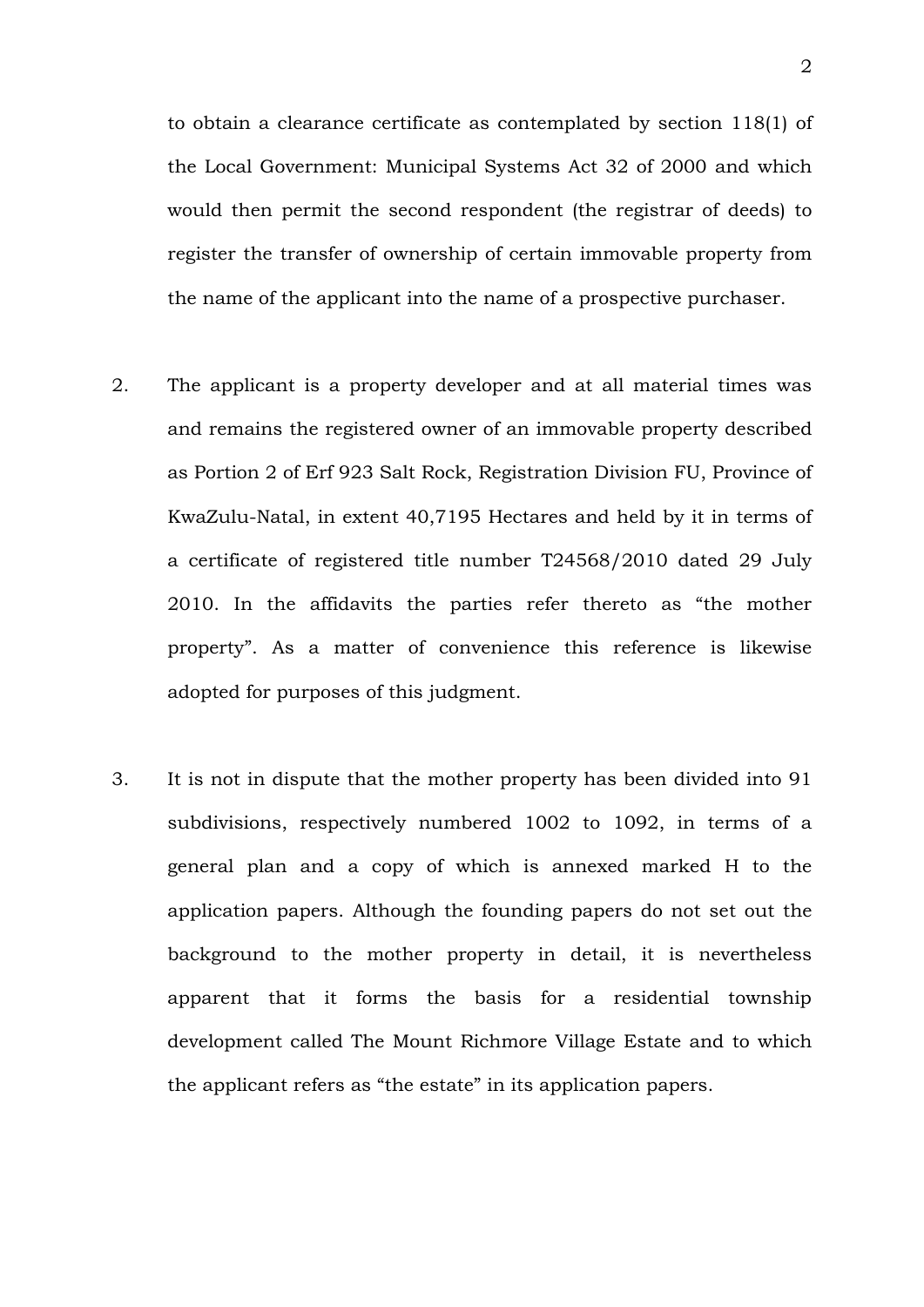to obtain a clearance certificate as contemplated by section 118(1) of the Local Government: Municipal Systems Act 32 of 2000 and which would then permit the second respondent (the registrar of deeds) to register the transfer of ownership of certain immovable property from the name of the applicant into the name of a prospective purchaser.

2. The applicant is a property developer and at all material times was and remains the registered owner of an immovable property described as Portion 2 of Erf 923 Salt Rock, Registration Division FU, Province of KwaZulu-Natal, in extent 40,7195 Hectares and held by it in terms of a certificate of registered title number T24568/2010 dated 29 July 2010. In the affidavits the parties refer thereto as "the mother property". As a matter of convenience this reference is likewise adopted for purposes of this judgment.

3. It is not in dispute that the mother property has been divided into 91 subdivisions, respectively numbered 1002 to 1092, in terms of a general plan and a copy of which is annexed marked H to the application papers. Although the founding papers do not set out the background to the mother property in detail, it is nevertheless apparent that it forms the basis for a residential township development called The Mount Richmore Village Estate and to which the applicant refers as "the estate" in its application papers.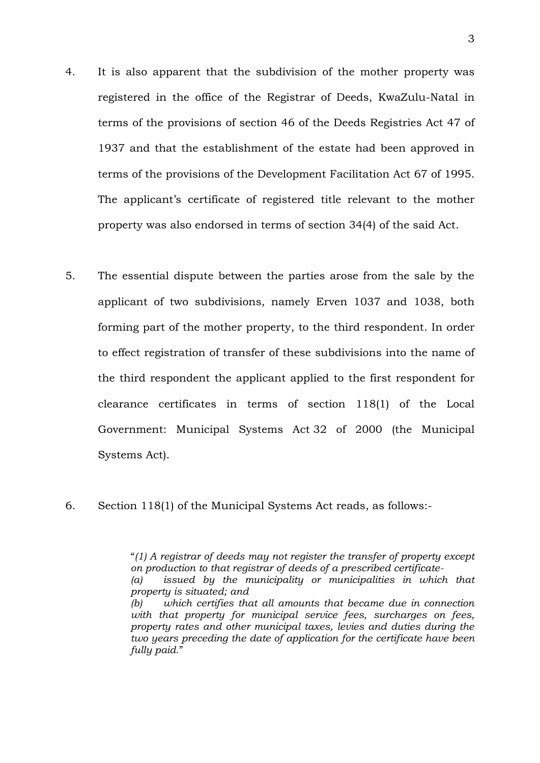4. It is also apparent that the subdivision of the mother property was registered in the office of the Registrar of Deeds, KwaZulu-Natal in terms of the provisions of section 46 of the Deeds Registries Act 47 of 1937 and that the establishment of the estate had been approved in terms of the provisions of the Development Facilitation Act 67 of 1995. The applicant's certificate of registered title relevant to the mother property was also endorsed in terms of section 34(4) of the said Act.

5. The essential dispute between the parties arose from the sale by the applicant of two subdivisions, namely Erven 1037 and 1038, both forming part of the mother property, to the third respondent. In order to effect registration of transfer of these subdivisions into the name of the third respondent the applicant applied to the first respondent for clearance certificates in terms of section 118(1) of the Local Government: Municipal Systems Act 32 of 2000 (the Municipal Systems Act).

6. Section 118(1) of the Municipal Systems Act reads, as follows:-

> "*(1) A registrar of deeds may not register the transfer of property except on production to that registrar of deeds of a prescribed certificate-*
> *(a) issued by the municipality or municipalities in which that property is situated; and*
> *(b) which certifies that all amounts that became due in connection with that property for municipal service fees, surcharges on fees, property rates and other municipal taxes, levies and duties during the two years preceding the date of application for the certificate have been fully paid.*"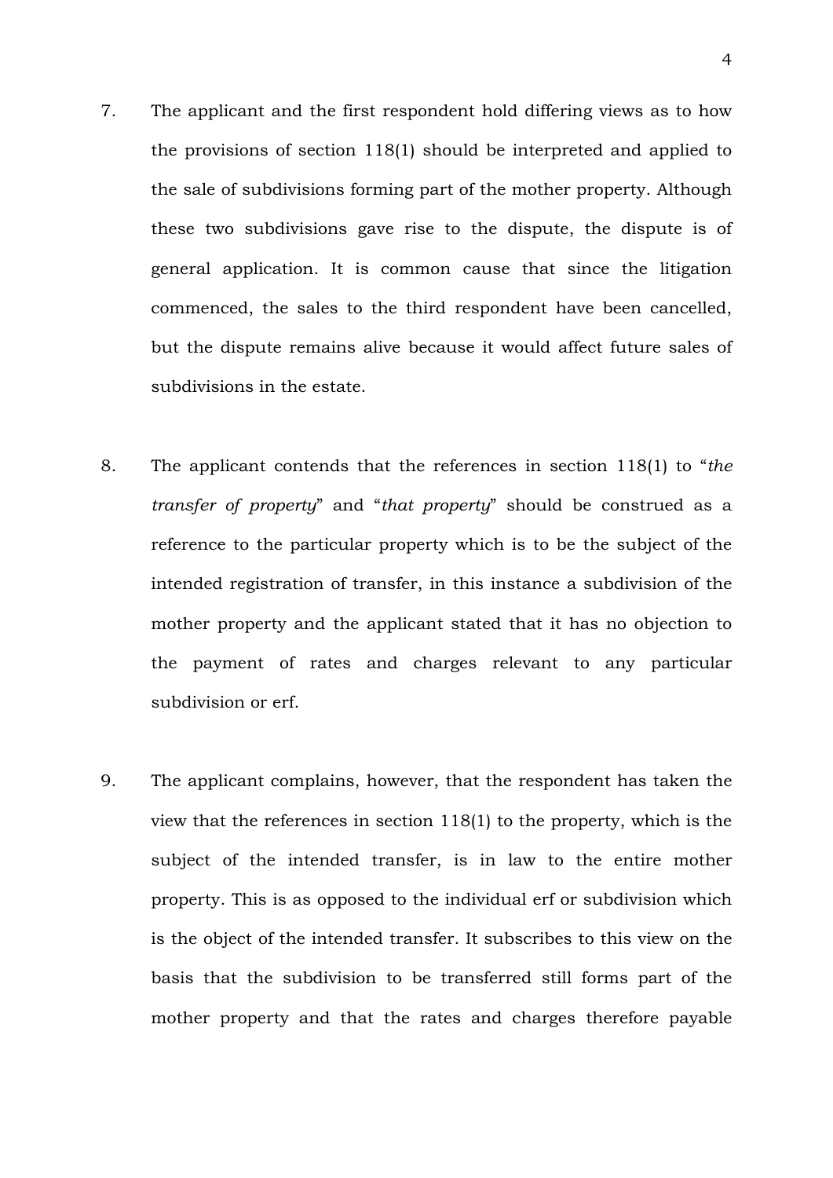7. The applicant and the first respondent hold differing views as to how the provisions of section 118(1) should be interpreted and applied to the sale of subdivisions forming part of the mother property. Although these two subdivisions gave rise to the dispute, the dispute is of general application. It is common cause that since the litigation commenced, the sales to the third respondent have been cancelled, but the dispute remains alive because it would affect future sales of subdivisions in the estate.

8. The applicant contends that the references in section 118(1) to "*the transfer of property*" and "*that property*" should be construed as a reference to the particular property which is to be the subject of the intended registration of transfer, in this instance a subdivision of the mother property and the applicant stated that it has no objection to the payment of rates and charges relevant to any particular subdivision or erf.

9. The applicant complains, however, that the respondent has taken the view that the references in section 118(1) to the property, which is the subject of the intended transfer, is in law to the entire mother property. This is as opposed to the individual erf or subdivision which is the object of the intended transfer. It subscribes to this view on the basis that the subdivision to be transferred still forms part of the mother property and that the rates and charges therefore payable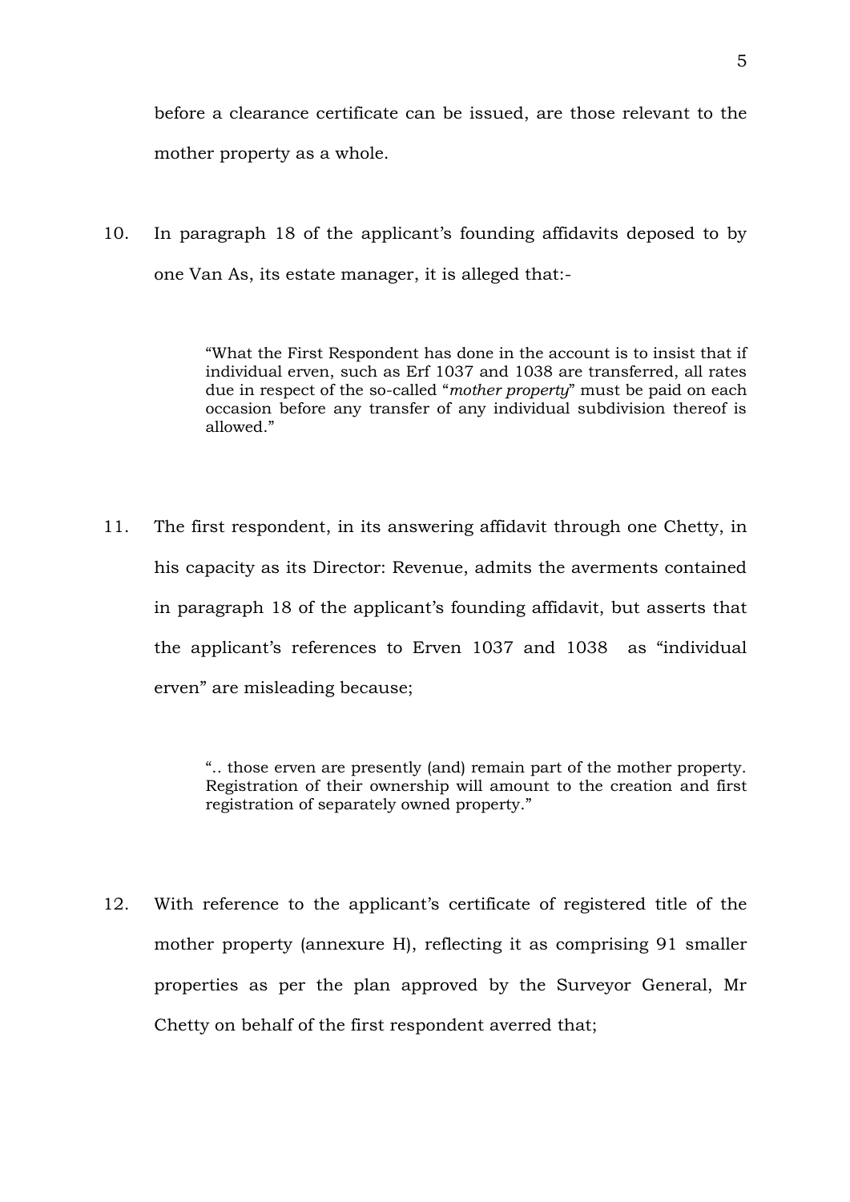before a clearance certificate can be issued, are those relevant to the mother property as a whole.

10. In paragraph 18 of the applicant's founding affidavits deposed to by one Van As, its estate manager, it is alleged that:-

> "What the First Respondent has done in the account is to insist that if individual erven, such as Erf 1037 and 1038 are transferred, all rates due in respect of the so-called "*mother property*" must be paid on each occasion before any transfer of any individual subdivision thereof is allowed."

11. The first respondent, in its answering affidavit through one Chetty, in his capacity as its Director: Revenue, admits the averments contained in paragraph 18 of the applicant's founding affidavit, but asserts that the applicant's references to Erven 1037 and 1038 as "individual erven" are misleading because;

> ".. those erven are presently (and) remain part of the mother property. Registration of their ownership will amount to the creation and first registration of separately owned property."

12. With reference to the applicant's certificate of registered title of the mother property (annexure H), reflecting it as comprising 91 smaller properties as per the plan approved by the Surveyor General, Mr Chetty on behalf of the first respondent averred that;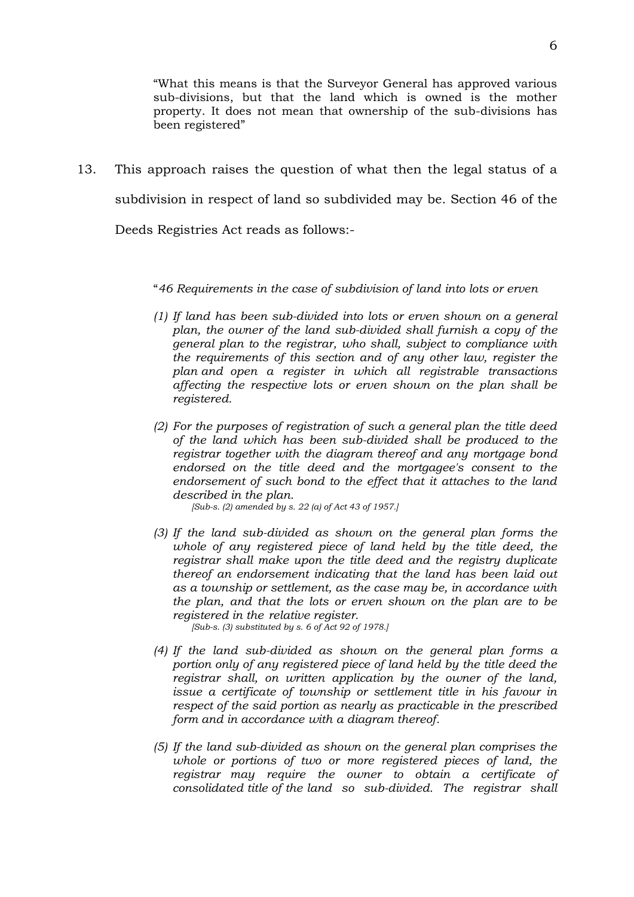"What this means is that the Surveyor General has approved various sub-divisions, but that the land which is owned is the mother property. It does not mean that ownership of the sub-divisions has been registered"

13. This approach raises the question of what then the legal status of a subdivision in respect of land so subdivided may be. Section 46 of the Deeds Registries Act reads as follows:-

"*46 Requirements in the case of subdivision of land into lots or erven*

*(1) If land has been sub-divided into lots or erven shown on a general plan, the owner of the land sub-divided shall furnish a copy of the general plan to the registrar, who shall, subject to compliance with the requirements of this section and of any other law, register the plan and open a register in which all registrable transactions affecting the respective lots or erven shown on the plan shall be registered.*

*(2) For the purposes of registration of such a general plan the title deed of the land which has been sub-divided shall be produced to the registrar together with the diagram thereof and any mortgage bond endorsed on the title deed and the mortgagee's consent to the endorsement of such bond to the effect that it attaches to the land described in the plan.*
*[Sub-s. (2) amended by s. 22 (a) of Act 43 of 1957.]*

*(3) If the land sub-divided as shown on the general plan forms the whole of any registered piece of land held by the title deed, the registrar shall make upon the title deed and the registry duplicate thereof an endorsement indicating that the land has been laid out as a township or settlement, as the case may be, in accordance with the plan, and that the lots or erven shown on the plan are to be registered in the relative register.*
*[Sub-s. (3) substituted by s. 6 of Act 92 of 1978.]*

*(4) If the land sub-divided as shown on the general plan forms a portion only of any registered piece of land held by the title deed the registrar shall, on written application by the owner of the land, issue a certificate of township or settlement title in his favour in respect of the said portion as nearly as practicable in the prescribed form and in accordance with a diagram thereof.*

*(5) If the land sub-divided as shown on the general plan comprises the whole or portions of two or more registered pieces of land, the registrar may require the owner to obtain a certificate of consolidated title of the land so sub-divided. The registrar shall*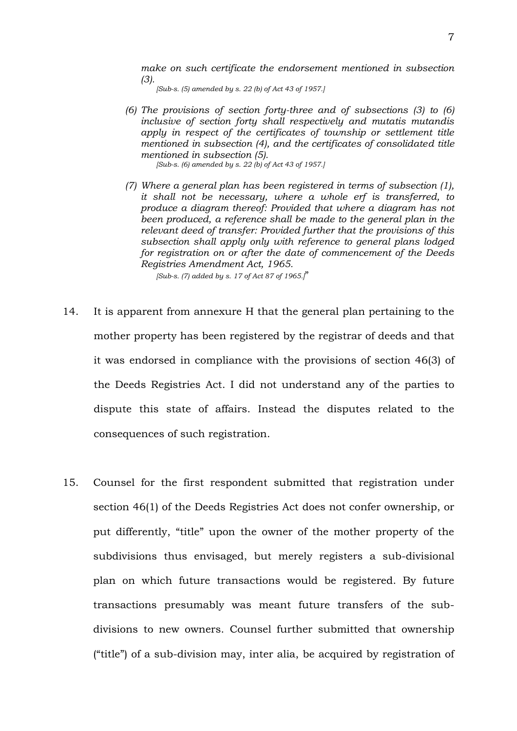> *make on such certificate the endorsement mentioned in subsection (3).*
>
> *[Sub-s. (5) amended by s. 22 (b) of Act 43 of 1957.]*
>
> *(6) The provisions of section forty-three and of subsections (3) to (6) inclusive of section forty shall respectively and mutatis mutandis apply in respect of the certificates of township or settlement title mentioned in subsection (4), and the certificates of consolidated title mentioned in subsection (5).*
>
> *[Sub-s. (6) amended by s. 22 (b) of Act 43 of 1957.]*
>
> *(7) Where a general plan has been registered in terms of subsection (1), it shall not be necessary, where a whole erf is transferred, to produce a diagram thereof: Provided that where a diagram has not been produced, a reference shall be made to the general plan in the relevant deed of transfer: Provided further that the provisions of this subsection shall apply only with reference to general plans lodged for registration on or after the date of commencement of the Deeds Registries Amendment Act, 1965.*
>
> *[Sub-s. (7) added by s. 17 of Act 87 of 1965.]*"

14. It is apparent from annexure H that the general plan pertaining to the mother property has been registered by the registrar of deeds and that it was endorsed in compliance with the provisions of section 46(3) of the Deeds Registries Act. I did not understand any of the parties to dispute this state of affairs. Instead the disputes related to the consequences of such registration.

15. Counsel for the first respondent submitted that registration under section 46(1) of the Deeds Registries Act does not confer ownership, or put differently, "title" upon the owner of the mother property of the subdivisions thus envisaged, but merely registers a sub-divisional plan on which future transactions would be registered. By future transactions presumably was meant future transfers of the sub-divisions to new owners. Counsel further submitted that ownership ("title") of a sub-division may, inter alia, be acquired by registration of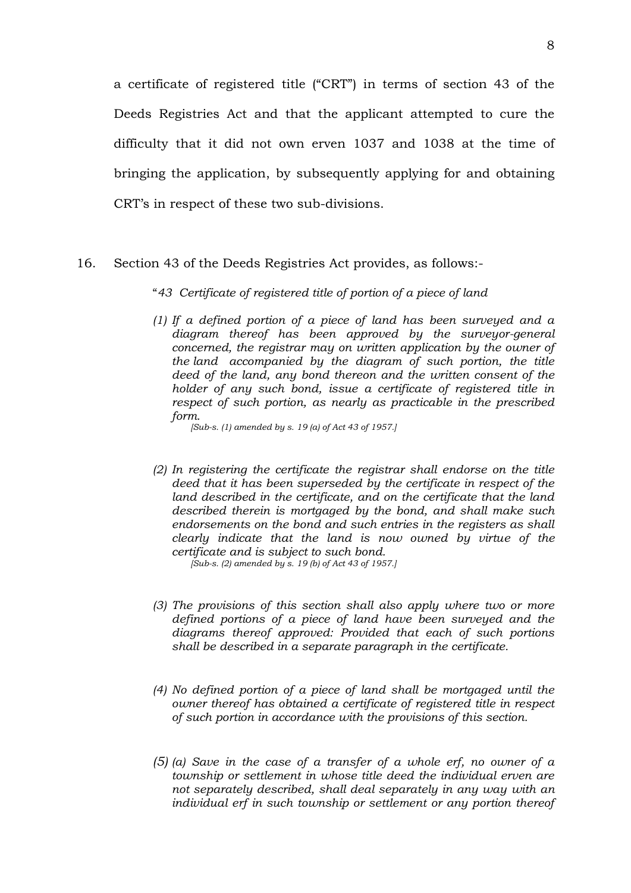a certificate of registered title ("CRT") in terms of section 43 of the Deeds Registries Act and that the applicant attempted to cure the difficulty that it did not own erven 1037 and 1038 at the time of bringing the application, by subsequently applying for and obtaining CRT's in respect of these two sub-divisions.

16. Section 43 of the Deeds Registries Act provides, as follows:-

> "*43 Certificate of registered title of portion of a piece of land*
>
> *(1) If a defined portion of a piece of land has been surveyed and a diagram thereof has been approved by the surveyor-general concerned, the registrar may on written application by the owner of the land accompanied by the diagram of such portion, the title deed of the land, any bond thereon and the written consent of the holder of any such bond, issue a certificate of registered title in respect of such portion, as nearly as practicable in the prescribed form.*
> *[Sub-s. (1) amended by s. 19 (a) of Act 43 of 1957.]*
>
> *(2) In registering the certificate the registrar shall endorse on the title deed that it has been superseded by the certificate in respect of the land described in the certificate, and on the certificate that the land described therein is mortgaged by the bond, and shall make such endorsements on the bond and such entries in the registers as shall clearly indicate that the land is now owned by virtue of the certificate and is subject to such bond.*
> *[Sub-s. (2) amended by s. 19 (b) of Act 43 of 1957.]*
>
> *(3) The provisions of this section shall also apply where two or more defined portions of a piece of land have been surveyed and the diagrams thereof approved: Provided that each of such portions shall be described in a separate paragraph in the certificate.*
>
> *(4) No defined portion of a piece of land shall be mortgaged until the owner thereof has obtained a certificate of registered title in respect of such portion in accordance with the provisions of this section.*
>
> *(5) (a) Save in the case of a transfer of a whole erf, no owner of a township or settlement in whose title deed the individual erven are not separately described, shall deal separately in any way with an individual erf in such township or settlement or any portion thereof*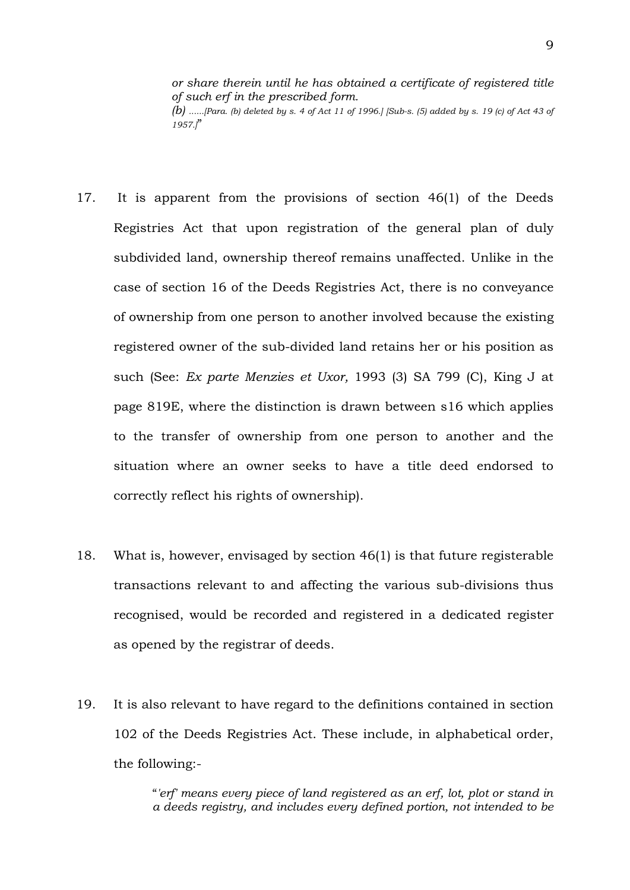> *or share therein until he has obtained a certificate of registered title of such erf in the prescribed form.*
>
> *(b) ......[Para. (b) deleted by s. 4 of Act 11 of 1996.] [Sub-s. (5) added by s. 19 (c) of Act 43 of 1957.]*"

17. It is apparent from the provisions of section 46(1) of the Deeds Registries Act that upon registration of the general plan of duly subdivided land, ownership thereof remains unaffected. Unlike in the case of section 16 of the Deeds Registries Act, there is no conveyance of ownership from one person to another involved because the existing registered owner of the sub-divided land retains her or his position as such (See: *Ex parte Menzies et Uxor,* 1993 (3) SA 799 (C), King J at page 819E, where the distinction is drawn between s16 which applies to the transfer of ownership from one person to another and the situation where an owner seeks to have a title deed endorsed to correctly reflect his rights of ownership).

18. What is, however, envisaged by section 46(1) is that future registerable transactions relevant to and affecting the various sub-divisions thus recognised, would be recorded and registered in a dedicated register as opened by the registrar of deeds.

19. It is also relevant to have regard to the definitions contained in section 102 of the Deeds Registries Act. These include, in alphabetical order, the following:-

> "*'erf' means every piece of land registered as an erf, lot, plot or stand in a deeds registry, and includes every defined portion, not intended to be*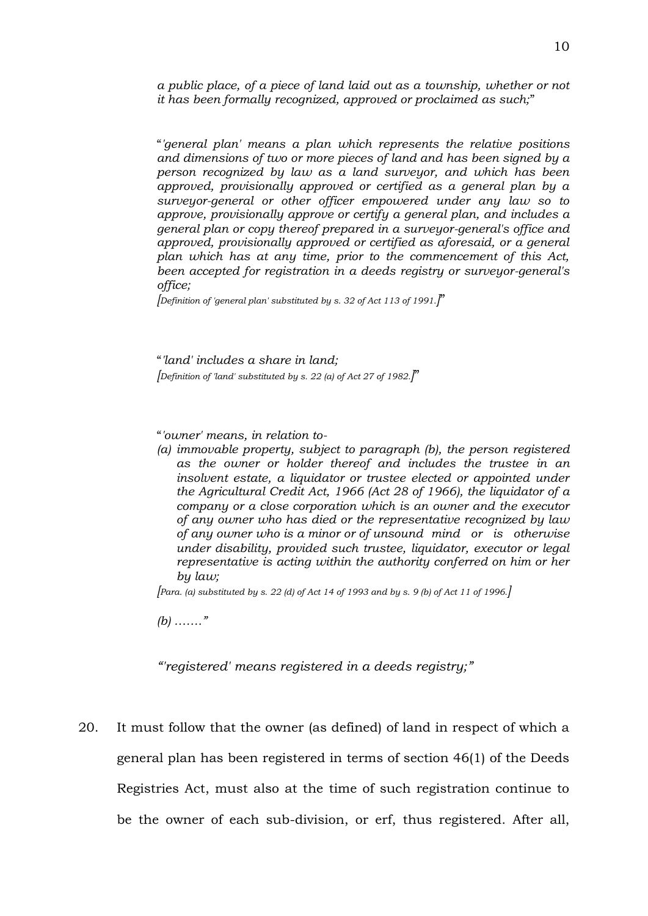*a public place, of a piece of land laid out as a township, whether or not it has been formally recognized, approved or proclaimed as such;*"

"*'general plan' means a plan which represents the relative positions and dimensions of two or more pieces of land and has been signed by a person recognized by law as a land surveyor, and which has been approved, provisionally approved or certified as a general plan by a surveyor-general or other officer empowered under any law so to approve, provisionally approve or certify a general plan, and includes a general plan or copy thereof prepared in a surveyor-general's office and approved, provisionally approved or certified as aforesaid, or a general plan which has at any time, prior to the commencement of this Act, been accepted for registration in a deeds registry or surveyor-general's office;*

*[Definition of 'general plan' substituted by s. 32 of Act 113 of 1991.]*"

"*'land' includes a share in land;*

*[Definition of 'land' substituted by s. 22 (a) of Act 27 of 1982.]*"

"*'owner' means, in relation to-*

*(a) immovable property, subject to paragraph (b), the person registered as the owner or holder thereof and includes the trustee in an insolvent estate, a liquidator or trustee elected or appointed under the Agricultural Credit Act, 1966 (Act 28 of 1966), the liquidator of a company or a close corporation which is an owner and the executor of any owner who has died or the representative recognized by law of any owner who is a minor or of unsound mind or is otherwise under disability, provided such trustee, liquidator, executor or legal representative is acting within the authority conferred on him or her by law;*

*[Para. (a) substituted by s. 22 (d) of Act 14 of 1993 and by s. 9 (b) of Act 11 of 1996.]*

*(b) ……."*

*"'registered' means registered in a deeds registry;"*

20. It must follow that the owner (as defined) of land in respect of which a general plan has been registered in terms of section 46(1) of the Deeds Registries Act, must also at the time of such registration continue to be the owner of each sub-division, or erf, thus registered. After all,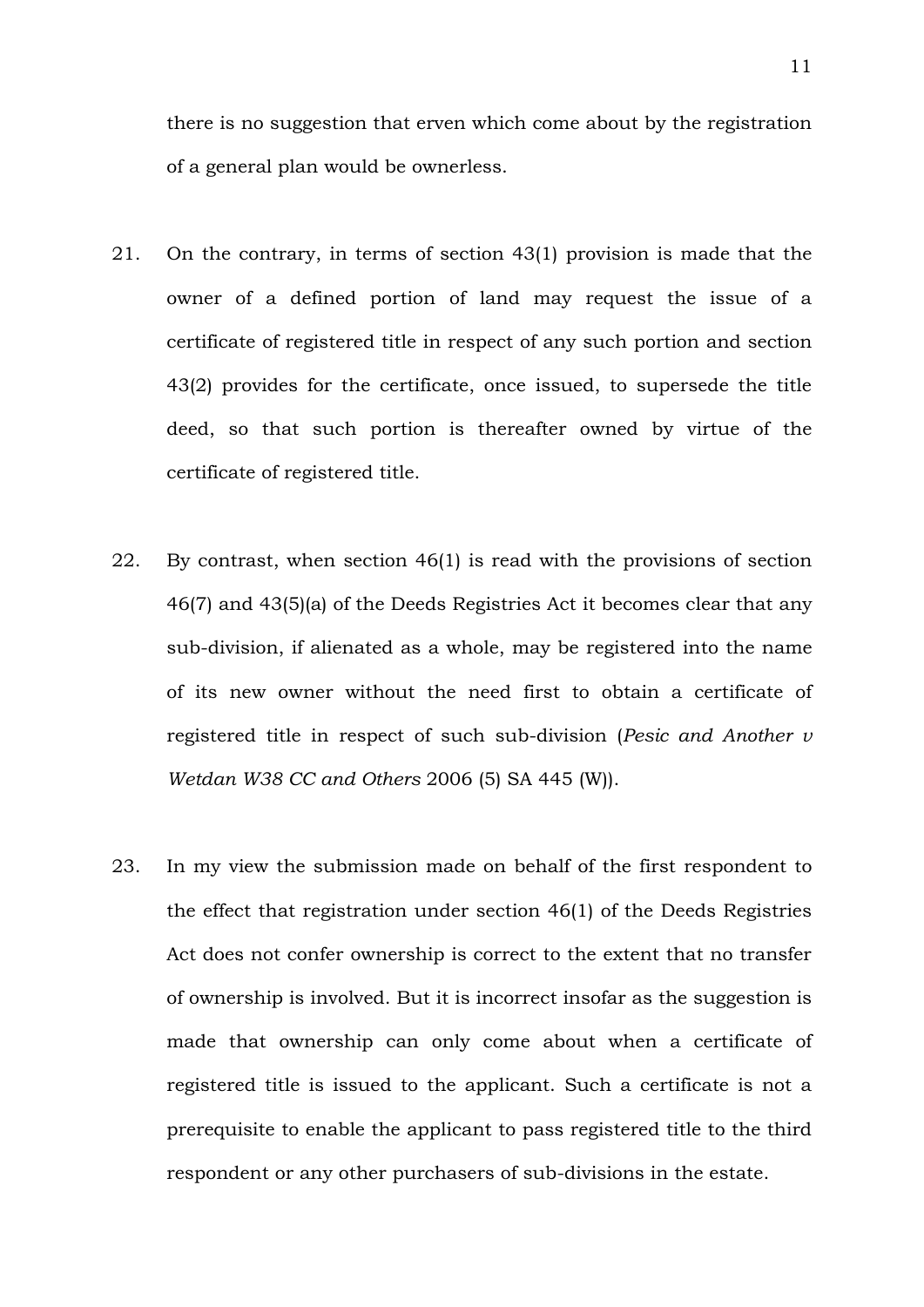there is no suggestion that erven which come about by the registration of a general plan would be ownerless.

21. On the contrary, in terms of section 43(1) provision is made that the owner of a defined portion of land may request the issue of a certificate of registered title in respect of any such portion and section 43(2) provides for the certificate, once issued, to supersede the title deed, so that such portion is thereafter owned by virtue of the certificate of registered title.

22. By contrast, when section 46(1) is read with the provisions of section 46(7) and 43(5)(a) of the Deeds Registries Act it becomes clear that any sub-division, if alienated as a whole, may be registered into the name of its new owner without the need first to obtain a certificate of registered title in respect of such sub-division (*Pesic and Another v Wetdan W38 CC and Others* 2006 (5) SA 445 (W)).

23. In my view the submission made on behalf of the first respondent to the effect that registration under section 46(1) of the Deeds Registries Act does not confer ownership is correct to the extent that no transfer of ownership is involved. But it is incorrect insofar as the suggestion is made that ownership can only come about when a certificate of registered title is issued to the applicant. Such a certificate is not a prerequisite to enable the applicant to pass registered title to the third respondent or any other purchasers of sub-divisions in the estate.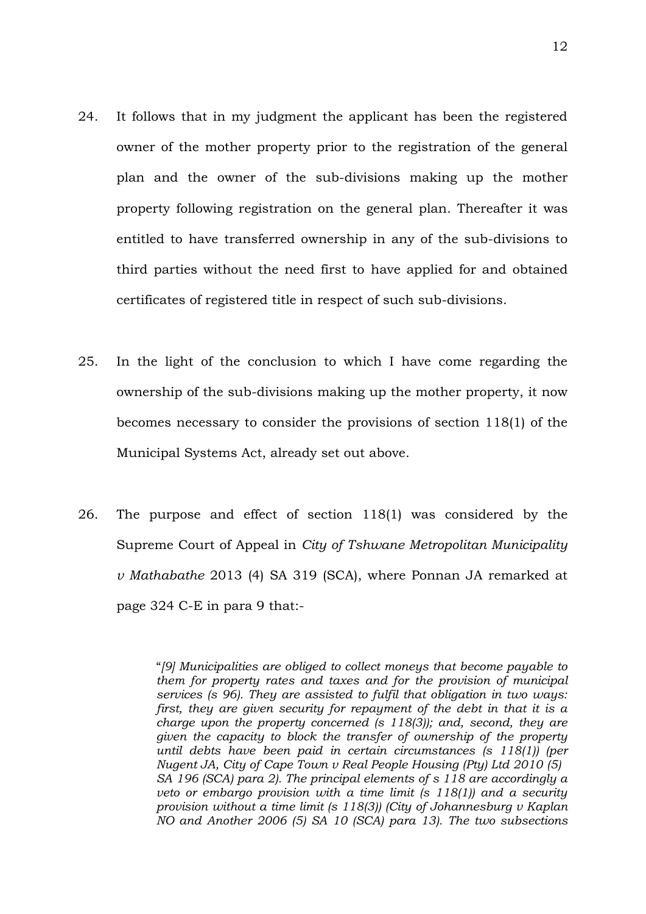24. It follows that in my judgment the applicant has been the registered owner of the mother property prior to the registration of the general plan and the owner of the sub-divisions making up the mother property following registration on the general plan. Thereafter it was entitled to have transferred ownership in any of the sub-divisions to third parties without the need first to have applied for and obtained certificates of registered title in respect of such sub-divisions.

25. In the light of the conclusion to which I have come regarding the ownership of the sub-divisions making up the mother property, it now becomes necessary to consider the provisions of section 118(1) of the Municipal Systems Act, already set out above.

26. The purpose and effect of section 118(1) was considered by the Supreme Court of Appeal in *City of Tshwane Metropolitan Municipality v Mathabathe* 2013 (4) SA 319 (SCA), where Ponnan JA remarked at page 324 C-E in para 9 that:-

> "*[9] Municipalities are obliged to collect moneys that become payable to them for property rates and taxes and for the provision of municipal services (s 96). They are assisted to fulfil that obligation in two ways: first, they are given security for repayment of the debt in that it is a charge upon the property concerned (s 118(3)); and, second, they are given the capacity to block the transfer of ownership of the property until debts have been paid in certain circumstances (s 118(1)) (per Nugent JA, City of Cape Town v Real People Housing (Pty) Ltd 2010 (5) SA 196 (SCA) para 2). The principal elements of s 118 are accordingly a veto or embargo provision with a time limit (s 118(1)) and a security provision without a time limit (s 118(3)) (City of Johannesburg v Kaplan NO and Another 2006 (5) SA 10 (SCA) para 13). The two subsections*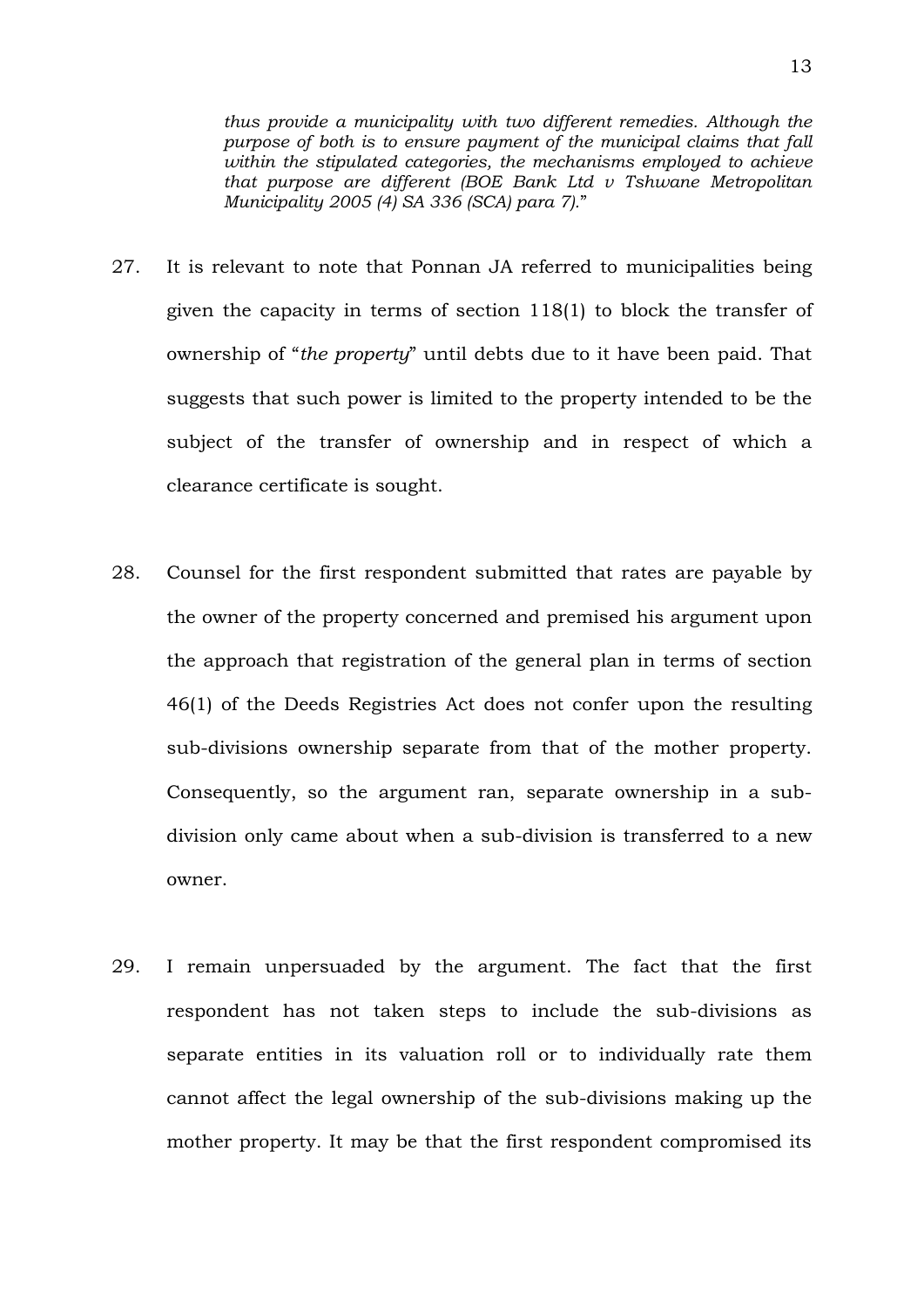> *thus provide a municipality with two different remedies. Although the purpose of both is to ensure payment of the municipal claims that fall within the stipulated categories, the mechanisms employed to achieve that purpose are different (BOE Bank Ltd v Tshwane Metropolitan Municipality 2005 (4) SA 336 (SCA) para 7).*"

27. It is relevant to note that Ponnan JA referred to municipalities being given the capacity in terms of section 118(1) to block the transfer of ownership of "*the property*" until debts due to it have been paid. That suggests that such power is limited to the property intended to be the subject of the transfer of ownership and in respect of which a clearance certificate is sought.

28. Counsel for the first respondent submitted that rates are payable by the owner of the property concerned and premised his argument upon the approach that registration of the general plan in terms of section 46(1) of the Deeds Registries Act does not confer upon the resulting sub-divisions ownership separate from that of the mother property. Consequently, so the argument ran, separate ownership in a sub-division only came about when a sub-division is transferred to a new owner.

29. I remain unpersuaded by the argument. The fact that the first respondent has not taken steps to include the sub-divisions as separate entities in its valuation roll or to individually rate them cannot affect the legal ownership of the sub-divisions making up the mother property. It may be that the first respondent compromised its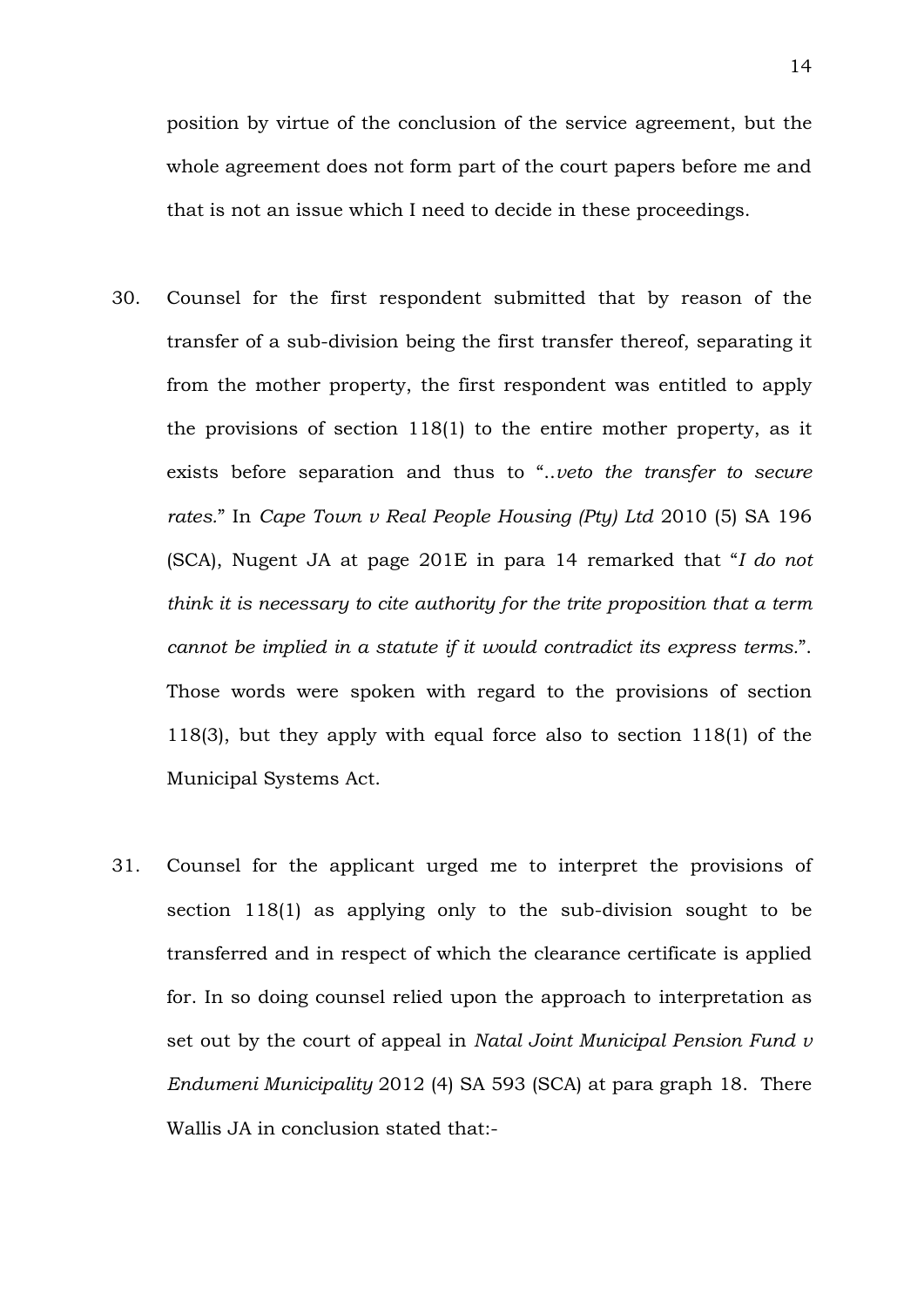position by virtue of the conclusion of the service agreement, but the whole agreement does not form part of the court papers before me and that is not an issue which I need to decide in these proceedings.

30. Counsel for the first respondent submitted that by reason of the transfer of a sub-division being the first transfer thereof, separating it from the mother property, the first respondent was entitled to apply the provisions of section 118(1) to the entire mother property, as it exists before separation and thus to "*..veto the transfer to secure rates.*" In *Cape Town v Real People Housing (Pty) Ltd* 2010 (5) SA 196 (SCA), Nugent JA at page 201E in para 14 remarked that "*I do not think it is necessary to cite authority for the trite proposition that a term cannot be implied in a statute if it would contradict its express terms.*". Those words were spoken with regard to the provisions of section 118(3), but they apply with equal force also to section 118(1) of the Municipal Systems Act.

31. Counsel for the applicant urged me to interpret the provisions of section 118(1) as applying only to the sub-division sought to be transferred and in respect of which the clearance certificate is applied for. In so doing counsel relied upon the approach to interpretation as set out by the court of appeal in *Natal Joint Municipal Pension Fund v Endumeni Municipality* 2012 (4) SA 593 (SCA) at para graph 18. There Wallis JA in conclusion stated that:-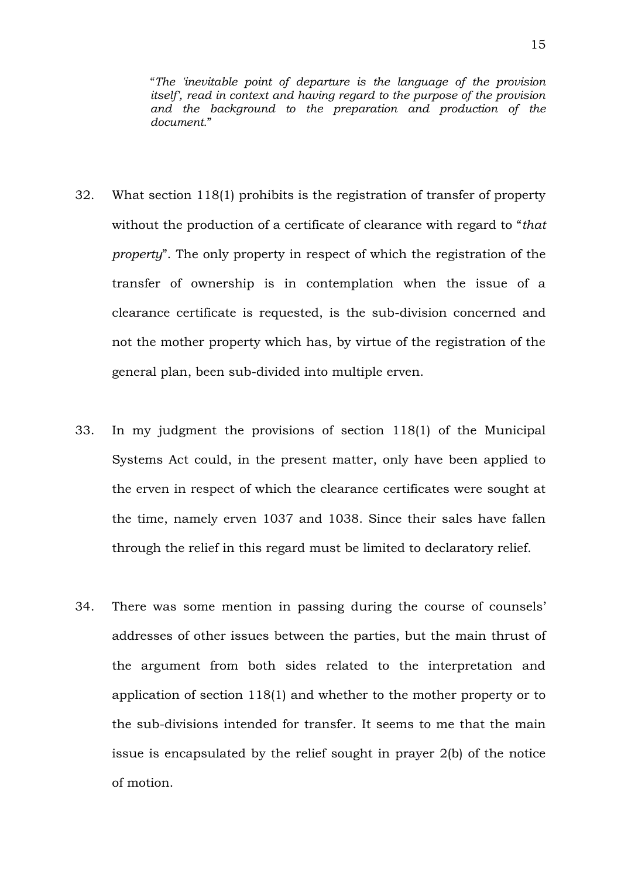> "*The 'inevitable point of departure is the language of the provision itself', read in context and having regard to the purpose of the provision and the background to the preparation and production of the document.*"

32. What section 118(1) prohibits is the registration of transfer of property without the production of a certificate of clearance with regard to "*that property*". The only property in respect of which the registration of the transfer of ownership is in contemplation when the issue of a clearance certificate is requested, is the sub-division concerned and not the mother property which has, by virtue of the registration of the general plan, been sub-divided into multiple erven.

33. In my judgment the provisions of section 118(1) of the Municipal Systems Act could, in the present matter, only have been applied to the erven in respect of which the clearance certificates were sought at the time, namely erven 1037 and 1038. Since their sales have fallen through the relief in this regard must be limited to declaratory relief.

34. There was some mention in passing during the course of counsels' addresses of other issues between the parties, but the main thrust of the argument from both sides related to the interpretation and application of section 118(1) and whether to the mother property or to the sub-divisions intended for transfer. It seems to me that the main issue is encapsulated by the relief sought in prayer 2(b) of the notice of motion.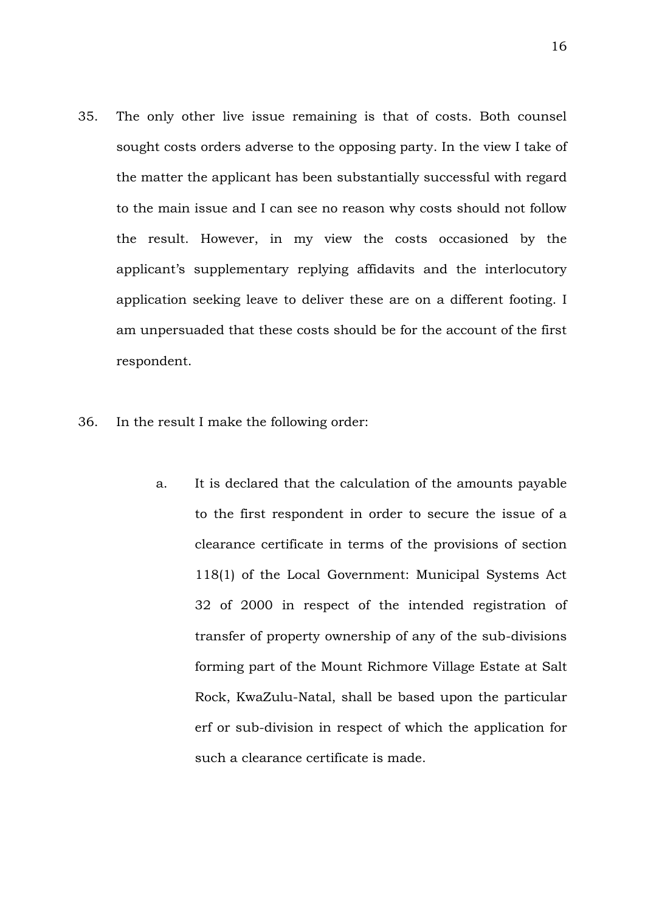35. The only other live issue remaining is that of costs. Both counsel sought costs orders adverse to the opposing party. In the view I take of the matter the applicant has been substantially successful with regard to the main issue and I can see no reason why costs should not follow the result. However, in my view the costs occasioned by the applicant's supplementary replying affidavits and the interlocutory application seeking leave to deliver these are on a different footing. I am unpersuaded that these costs should be for the account of the first respondent.

36. In the result I make the following order:

    a. It is declared that the calculation of the amounts payable to the first respondent in order to secure the issue of a clearance certificate in terms of the provisions of section 118(1) of the Local Government: Municipal Systems Act 32 of 2000 in respect of the intended registration of transfer of property ownership of any of the sub-divisions forming part of the Mount Richmore Village Estate at Salt Rock, KwaZulu-Natal, shall be based upon the particular erf or sub-division in respect of which the application for such a clearance certificate is made.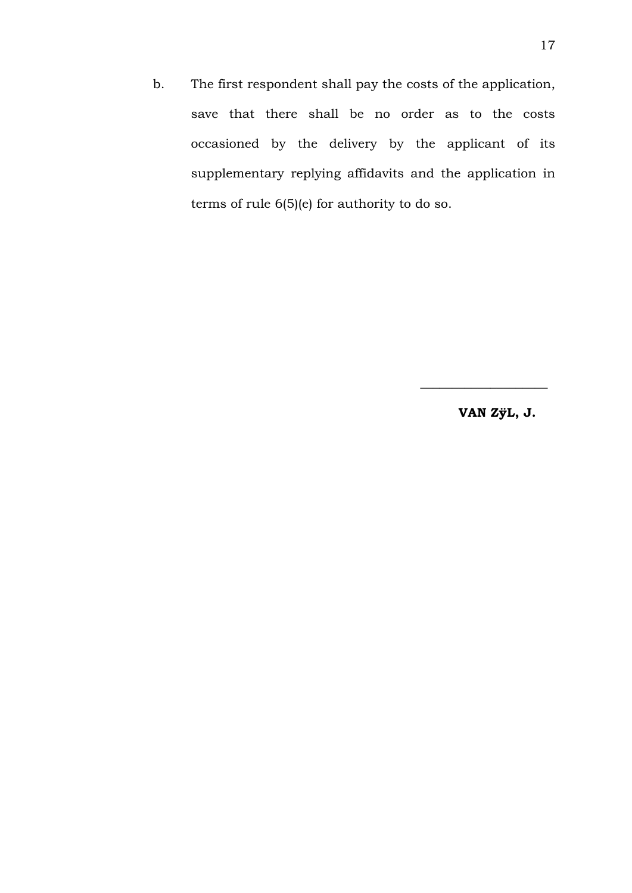b. The first respondent shall pay the costs of the application, save that there shall be no order as to the costs occasioned by the delivery by the applicant of its supplementary replying affidavits and the application in terms of rule 6(5)(e) for authority to do so.

\_\_\_\_\_\_\_\_\_\_\_\_\_\_\_\_\_\_\_\_

**VAN ZÿL, J.**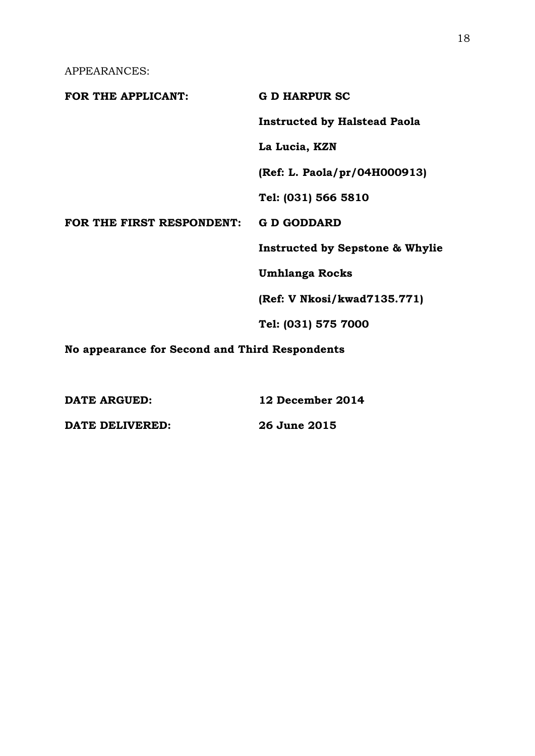APPEARANCES:

| | |
|---|---|
| **FOR THE APPLICANT:** | **G D HARPUR SC** |
| | **Instructed by Halstead Paola** |
| | **La Lucia, KZN** |
| | **(Ref: L. Paola/pr/04H000913)** |
| | **Tel: (031) 566 5810** |
| **FOR THE FIRST RESPONDENT:** | **G D GODDARD** |
| | **Instructed by Sepstone & Whylie** |
| | **Umhlanga Rocks** |
| | **(Ref: V Nkosi/kwad7135.771)** |
| | **Tel: (031) 575 7000** |

**No appearance for Second and Third Respondents**

| | |
|---|---|
| **DATE ARGUED:** | **12 December 2014** |
| **DATE DELIVERED:** | **26 June 2015** |